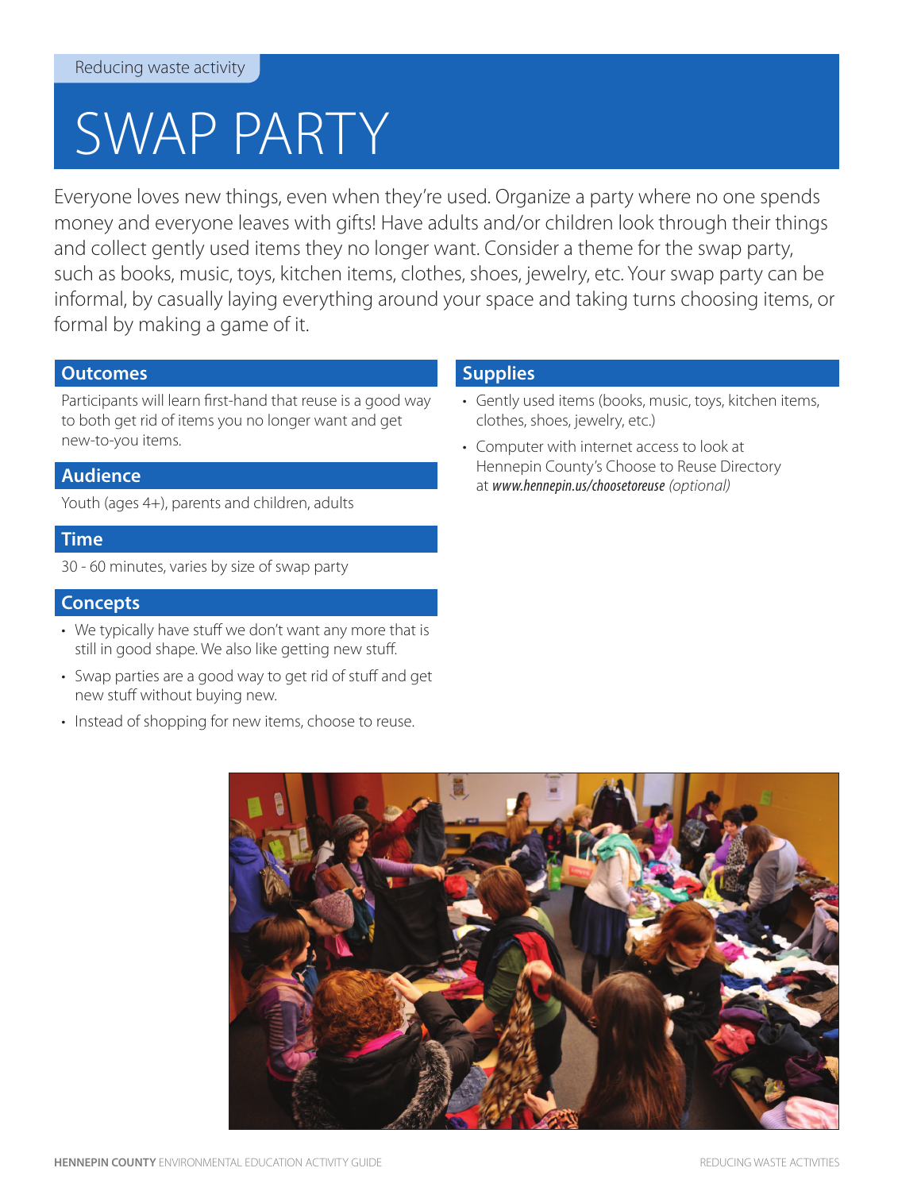Reducing waste activity

# SWAP PARTY

Everyone loves new things, even when they're used. Organize a party where no one spends money and everyone leaves with gifts! Have adults and/or children look through their things and collect gently used items they no longer want. Consider a theme for the swap party, such as books, music, toys, kitchen items, clothes, shoes, jewelry, etc. Your swap party can be informal, by casually laying everything around your space and taking turns choosing items, or formal by making a game of it.

## Outcomes

Participants will learn first-hand that reuse is a good way to both get rid of items you no longer want and get new-to-you items.

## Audience

Youth (ages 4+), parents and children, adults

## Time

30 - 60 minutes, varies by size of swap party

## Concepts

- We typically have stuff we don't want any more that is still in good shape. We also like getting new stuff.
- Swap parties are a good way to get rid of stuff and get new stuff without buying new.
- Instead of shopping for new items, choose to reuse.

## Supplies

- Gently used items (books, music, toys, kitchen items, clothes, shoes, jewelry, etc.)
- Computer with internet access to look at Hennepin County's Choose to Reuse Directory at *www.hennepin.us/choosetoreuse* *(optional)*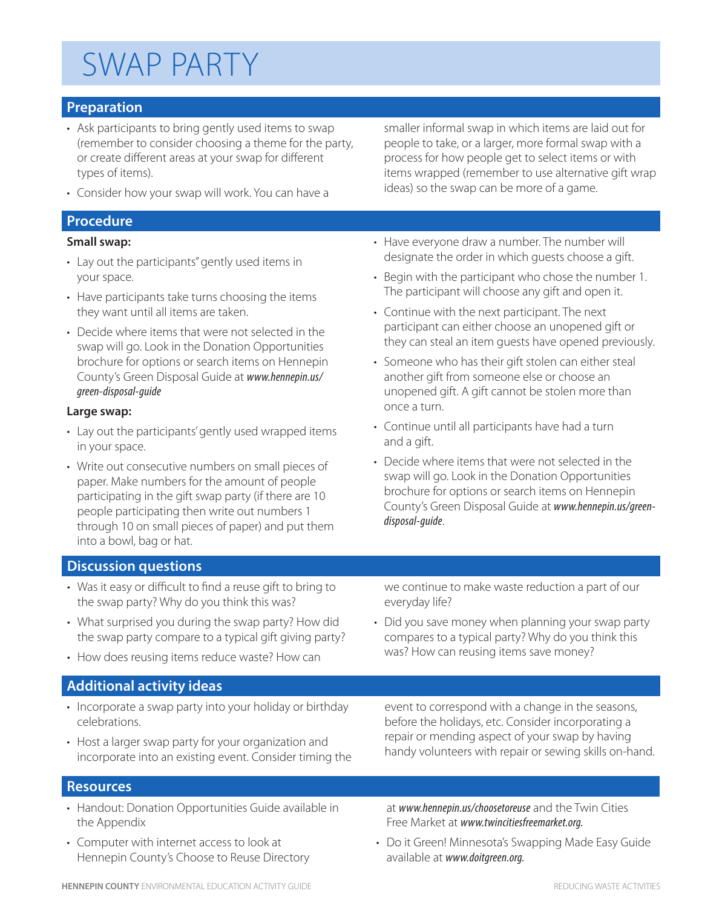# SWAP PARTY

## Preparation

- Ask participants to bring gently used items to swap (remember to consider choosing a theme for the party, or create different areas at your swap for different types of items).
- Consider how your swap will work. You can have a smaller informal swap in which items are laid out for people to take, or a larger, more formal swap with a process for how people get to select items or with items wrapped (remember to use alternative gift wrap ideas) so the swap can be more of a game.

## Procedure

**Small swap:**

- Lay out the participants" gently used items in your space.
- Have participants take turns choosing the items they want until all items are taken.
- Decide where items that were not selected in the swap will go. Look in the Donation Opportunities brochure for options or search items on Hennepin County's Green Disposal Guide at *www.hennepin.us/green-disposal-guide*

**Large swap:**

- Lay out the participants' gently used wrapped items in your space.
- Write out consecutive numbers on small pieces of paper. Make numbers for the amount of people participating in the gift swap party (if there are 10 people participating then write out numbers 1 through 10 on small pieces of paper) and put them into a bowl, bag or hat.
- Have everyone draw a number. The number will designate the order in which guests choose a gift.
- Begin with the participant who chose the number 1. The participant will choose any gift and open it.
- Continue with the next participant. The next participant can either choose an unopened gift or they can steal an item guests have opened previously.
- Someone who has their gift stolen can either steal another gift from someone else or choose an unopened gift. A gift cannot be stolen more than once a turn.
- Continue until all participants have had a turn and a gift.
- Decide where items that were not selected in the swap will go. Look in the Donation Opportunities brochure for options or search items on Hennepin County's Green Disposal Guide at *www.hennepin.us/green-disposal-guide*.

## Discussion questions

- Was it easy or difficult to find a reuse gift to bring to the swap party? Why do you think this was?
- What surprised you during the swap party? How did the swap party compare to a typical gift giving party?
- How does reusing items reduce waste? How can we continue to make waste reduction a part of our everyday life?
- Did you save money when planning your swap party compares to a typical party? Why do you think this was? How can reusing items save money?

## Additional activity ideas

- Incorporate a swap party into your holiday or birthday celebrations.
- Host a larger swap party for your organization and incorporate into an existing event. Consider timing the event to correspond with a change in the seasons, before the holidays, etc. Consider incorporating a repair or mending aspect of your swap by having handy volunteers with repair or sewing skills on-hand.

## Resources

- Handout: Donation Opportunities Guide available in the Appendix
- Computer with internet access to look at Hennepin County's Choose to Reuse Directory at *www.hennepin.us/choosetoreuse* and the Twin Cities Free Market at *www.twincitiesfreemarket.org.*
- Do it Green! Minnesota's Swapping Made Easy Guide available at *www.doitgreen.org.*